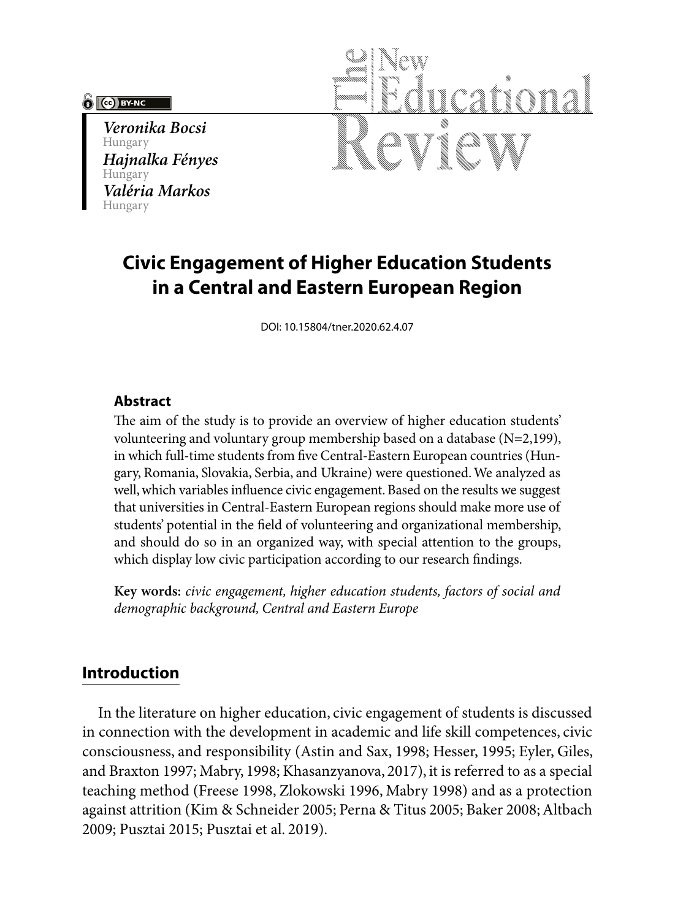*Veronika Bocsi*
Hungary
*Hajnalka Fényes*
Hungary
*Valéria Markos*
Hungary

# Civic Engagement of Higher Education Students in a Central and Eastern European Region

DOI: 10.15804/tner.2020.62.4.07

### Abstract

The aim of the study is to provide an overview of higher education students' volunteering and voluntary group membership based on a database (N=2,199), in which full-time students from five Central-Eastern European countries (Hungary, Romania, Slovakia, Serbia, and Ukraine) were questioned. We analyzed as well, which variables influence civic engagement. Based on the results we suggest that universities in Central-Eastern European regions should make more use of students' potential in the field of volunteering and organizational membership, and should do so in an organized way, with special attention to the groups, which display low civic participation according to our research findings.

**Key words:** *civic engagement, higher education students, factors of social and demographic background, Central and Eastern Europe*

## Introduction

In the literature on higher education, civic engagement of students is discussed in connection with the development in academic and life skill competences, civic consciousness, and responsibility (Astin and Sax, 1998; Hesser, 1995; Eyler, Giles, and Braxton 1997; Mabry, 1998; Khasanzyanova, 2017), it is referred to as a special teaching method (Freese 1998, Zlokowski 1996, Mabry 1998) and as a protection against attrition (Kim & Schneider 2005; Perna & Titus 2005; Baker 2008; Altbach 2009; Pusztai 2015; Pusztai et al. 2019).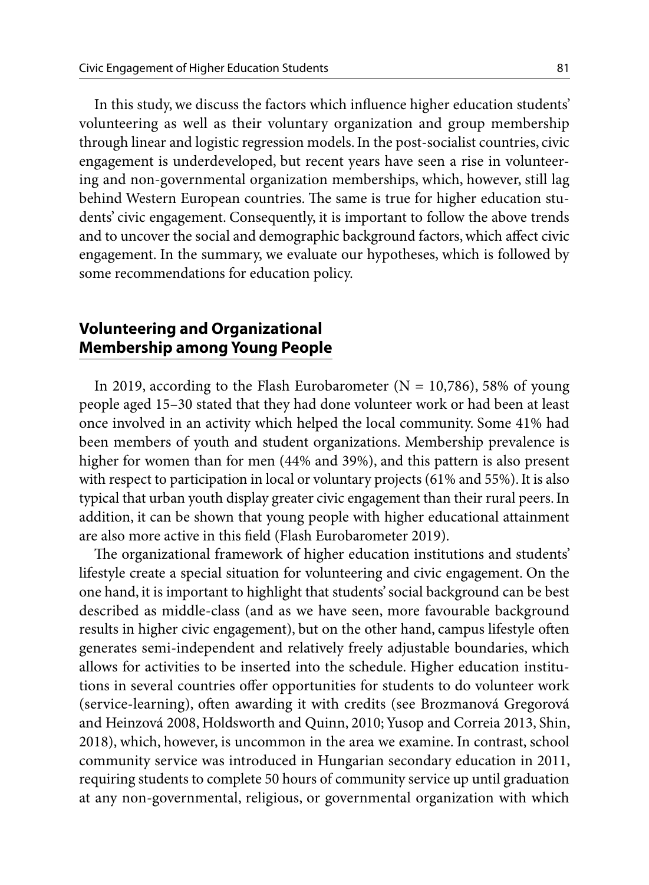In this study, we discuss the factors which influence higher education students' volunteering as well as their voluntary organization and group membership through linear and logistic regression models. In the post-socialist countries, civic engagement is underdeveloped, but recent years have seen a rise in volunteering and non-governmental organization memberships, which, however, still lag behind Western European countries. The same is true for higher education students' civic engagement. Consequently, it is important to follow the above trends and to uncover the social and demographic background factors, which affect civic engagement. In the summary, we evaluate our hypotheses, which is followed by some recommendations for education policy.

## Volunteering and Organizational Membership among Young People

In 2019, according to the Flash Eurobarometer (N = 10,786), 58% of young people aged 15–30 stated that they had done volunteer work or had been at least once involved in an activity which helped the local community. Some 41% had been members of youth and student organizations. Membership prevalence is higher for women than for men (44% and 39%), and this pattern is also present with respect to participation in local or voluntary projects (61% and 55%). It is also typical that urban youth display greater civic engagement than their rural peers. In addition, it can be shown that young people with higher educational attainment are also more active in this field (Flash Eurobarometer 2019).

The organizational framework of higher education institutions and students' lifestyle create a special situation for volunteering and civic engagement. On the one hand, it is important to highlight that students' social background can be best described as middle-class (and as we have seen, more favourable background results in higher civic engagement), but on the other hand, campus lifestyle often generates semi-independent and relatively freely adjustable boundaries, which allows for activities to be inserted into the schedule. Higher education institutions in several countries offer opportunities for students to do volunteer work (service-learning), often awarding it with credits (see Brozmanová Gregorová and Heinzová 2008, Holdsworth and Quinn, 2010; Yusop and Correia 2013, Shin, 2018), which, however, is uncommon in the area we examine. In contrast, school community service was introduced in Hungarian secondary education in 2011, requiring students to complete 50 hours of community service up until graduation at any non-governmental, religious, or governmental organization with which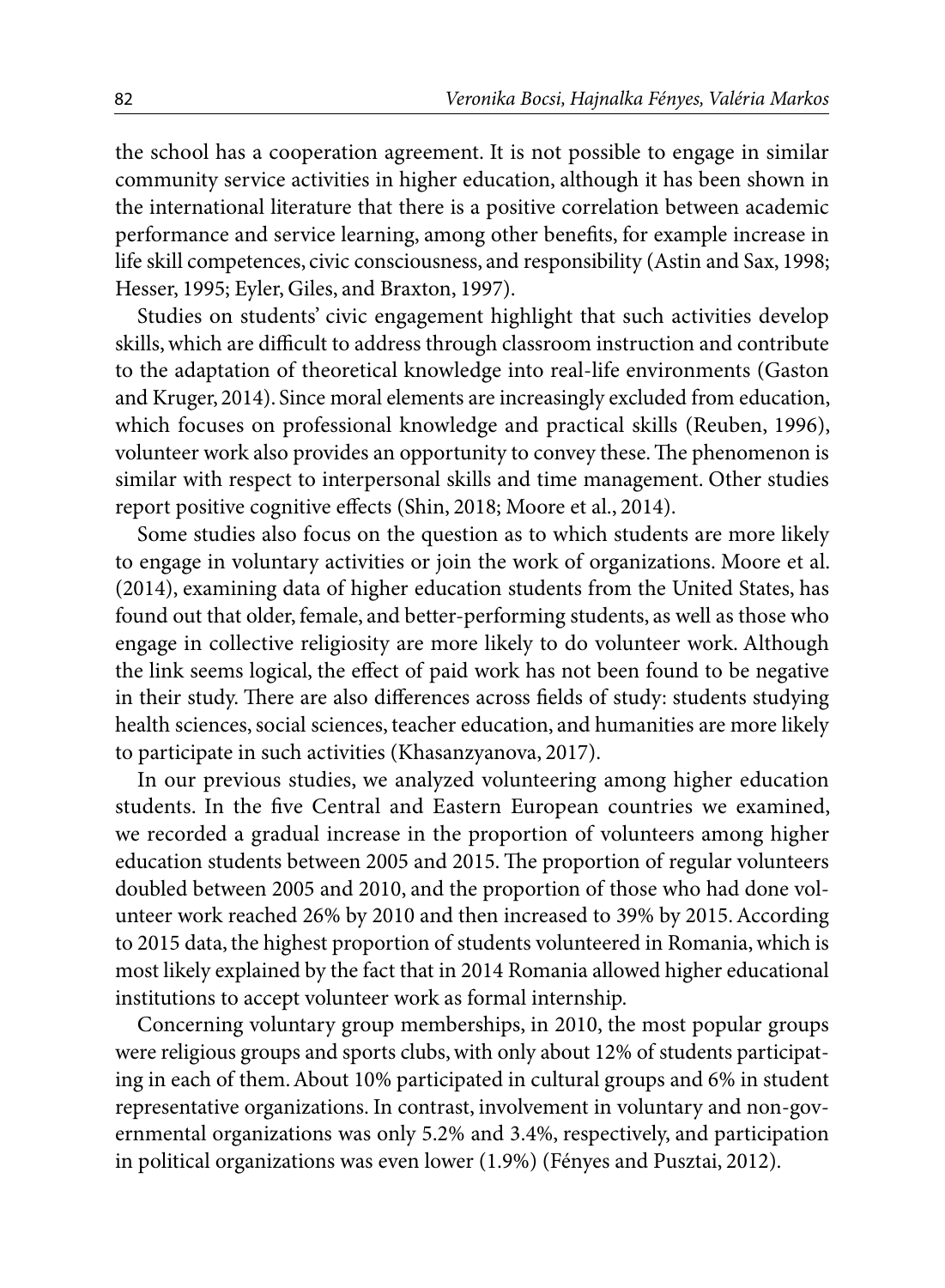the school has a cooperation agreement. It is not possible to engage in similar community service activities in higher education, although it has been shown in the international literature that there is a positive correlation between academic performance and service learning, among other benefits, for example increase in life skill competences, civic consciousness, and responsibility (Astin and Sax, 1998; Hesser, 1995; Eyler, Giles, and Braxton, 1997).

Studies on students' civic engagement highlight that such activities develop skills, which are difficult to address through classroom instruction and contribute to the adaptation of theoretical knowledge into real-life environments (Gaston and Kruger, 2014). Since moral elements are increasingly excluded from education, which focuses on professional knowledge and practical skills (Reuben, 1996), volunteer work also provides an opportunity to convey these. The phenomenon is similar with respect to interpersonal skills and time management. Other studies report positive cognitive effects (Shin, 2018; Moore et al., 2014).

Some studies also focus on the question as to which students are more likely to engage in voluntary activities or join the work of organizations. Moore et al. (2014), examining data of higher education students from the United States, has found out that older, female, and better-performing students, as well as those who engage in collective religiosity are more likely to do volunteer work. Although the link seems logical, the effect of paid work has not been found to be negative in their study. There are also differences across fields of study: students studying health sciences, social sciences, teacher education, and humanities are more likely to participate in such activities (Khasanzyanova, 2017).

In our previous studies, we analyzed volunteering among higher education students. In the five Central and Eastern European countries we examined, we recorded a gradual increase in the proportion of volunteers among higher education students between 2005 and 2015. The proportion of regular volunteers doubled between 2005 and 2010, and the proportion of those who had done volunteer work reached 26% by 2010 and then increased to 39% by 2015. According to 2015 data, the highest proportion of students volunteered in Romania, which is most likely explained by the fact that in 2014 Romania allowed higher educational institutions to accept volunteer work as formal internship.

Concerning voluntary group memberships, in 2010, the most popular groups were religious groups and sports clubs, with only about 12% of students participating in each of them. About 10% participated in cultural groups and 6% in student representative organizations. In contrast, involvement in voluntary and non-governmental organizations was only 5.2% and 3.4%, respectively, and participation in political organizations was even lower (1.9%) (Fényes and Pusztai, 2012).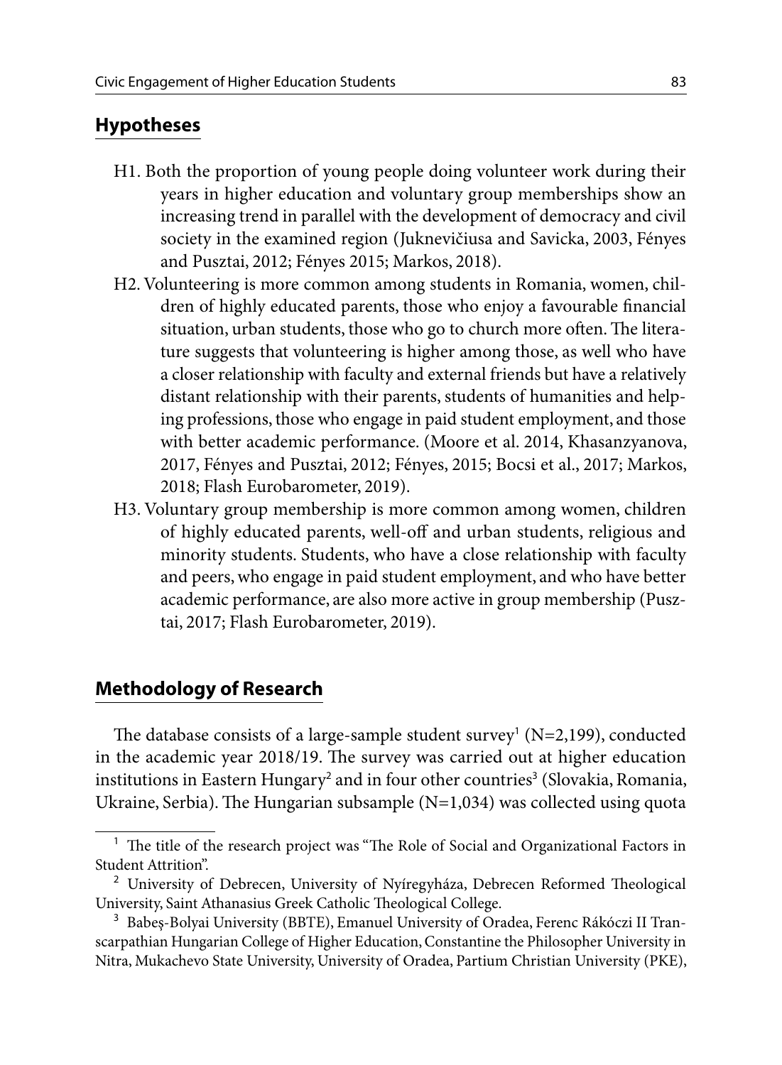## Hypotheses

H1. Both the proportion of young people doing volunteer work during their years in higher education and voluntary group memberships show an increasing trend in parallel with the development of democracy and civil society in the examined region (Juknevičiusa and Savicka, 2003, Fényes and Pusztai, 2012; Fényes 2015; Markos, 2018).

H2. Volunteering is more common among students in Romania, women, children of highly educated parents, those who enjoy a favourable financial situation, urban students, those who go to church more often. The literature suggests that volunteering is higher among those, as well who have a closer relationship with faculty and external friends but have a relatively distant relationship with their parents, students of humanities and helping professions, those who engage in paid student employment, and those with better academic performance. (Moore et al. 2014, Khasanzyanova, 2017, Fényes and Pusztai, 2012; Fényes, 2015; Bocsi et al., 2017; Markos, 2018; Flash Eurobarometer, 2019).

H3. Voluntary group membership is more common among women, children of highly educated parents, well-off and urban students, religious and minority students. Students, who have a close relationship with faculty and peers, who engage in paid student employment, and who have better academic performance, are also more active in group membership (Pusztai, 2017; Flash Eurobarometer, 2019).

## Methodology of Research

The database consists of a large-sample student survey[1] (N=2,199), conducted in the academic year 2018/19. The survey was carried out at higher education institutions in Eastern Hungary[2] and in four other countries[3] (Slovakia, Romania, Ukraine, Serbia). The Hungarian subsample (N=1,034) was collected using quota

---

[1] The title of the research project was "The Role of Social and Organizational Factors in Student Attrition".

[2] University of Debrecen, University of Nyíregyháza, Debrecen Reformed Theological University, Saint Athanasius Greek Catholic Theological College.

[3] Babeş-Bolyai University (BBTE), Emanuel University of Oradea, Ferenc Rákóczi II Transcarpathian Hungarian College of Higher Education, Constantine the Philosopher University in Nitra, Mukachevo State University, University of Oradea, Partium Christian University (PKE),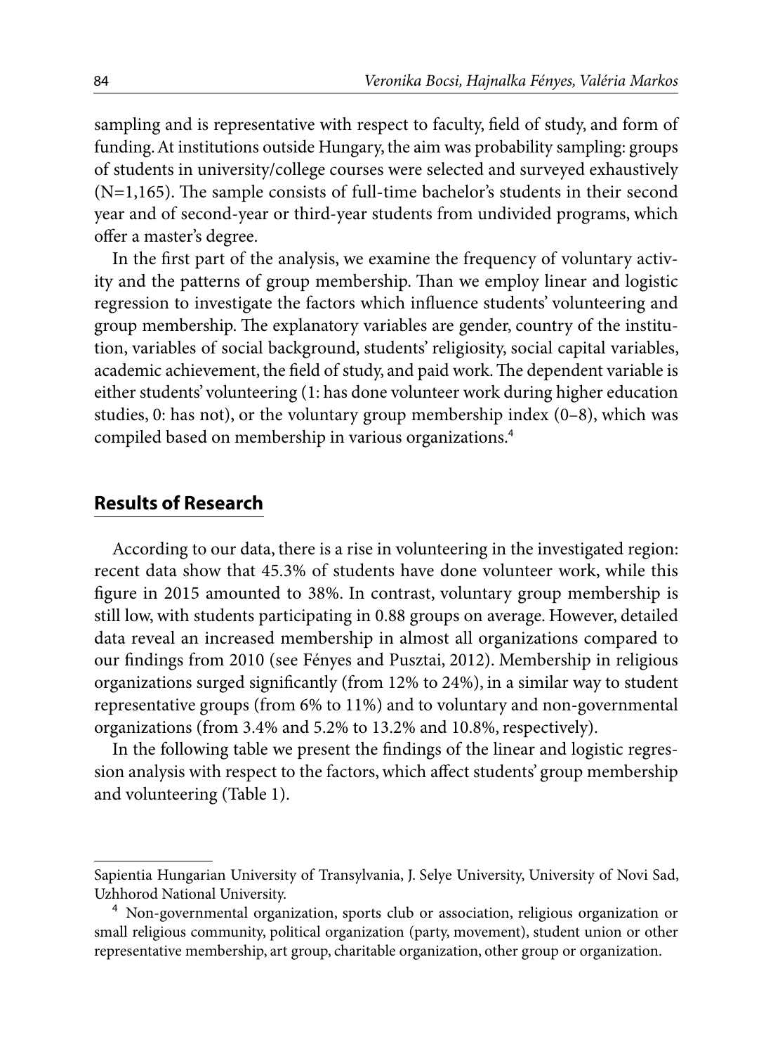sampling and is representative with respect to faculty, field of study, and form of funding. At institutions outside Hungary, the aim was probability sampling: groups of students in university/college courses were selected and surveyed exhaustively (N=1,165). The sample consists of full-time bachelor's students in their second year and of second-year or third-year students from undivided programs, which offer a master's degree.

In the first part of the analysis, we examine the frequency of voluntary activity and the patterns of group membership. Than we employ linear and logistic regression to investigate the factors which influence students' volunteering and group membership. The explanatory variables are gender, country of the institution, variables of social background, students' religiosity, social capital variables, academic achievement, the field of study, and paid work. The dependent variable is either students' volunteering (1: has done volunteer work during higher education studies, 0: has not), or the voluntary group membership index (0–8), which was compiled based on membership in various organizations.[4]

## Results of Research

According to our data, there is a rise in volunteering in the investigated region: recent data show that 45.3% of students have done volunteer work, while this figure in 2015 amounted to 38%. In contrast, voluntary group membership is still low, with students participating in 0.88 groups on average. However, detailed data reveal an increased membership in almost all organizations compared to our findings from 2010 (see Fényes and Pusztai, 2012). Membership in religious organizations surged significantly (from 12% to 24%), in a similar way to student representative groups (from 6% to 11%) and to voluntary and non-governmental organizations (from 3.4% and 5.2% to 13.2% and 10.8%, respectively).

In the following table we present the findings of the linear and logistic regression analysis with respect to the factors, which affect students' group membership and volunteering (Table 1).

---

Sapientia Hungarian University of Transylvania, J. Selye University, University of Novi Sad, Uzhhorod National University.

[4] Non-governmental organization, sports club or association, religious organization or small religious community, political organization (party, movement), student union or other representative membership, art group, charitable organization, other group or organization.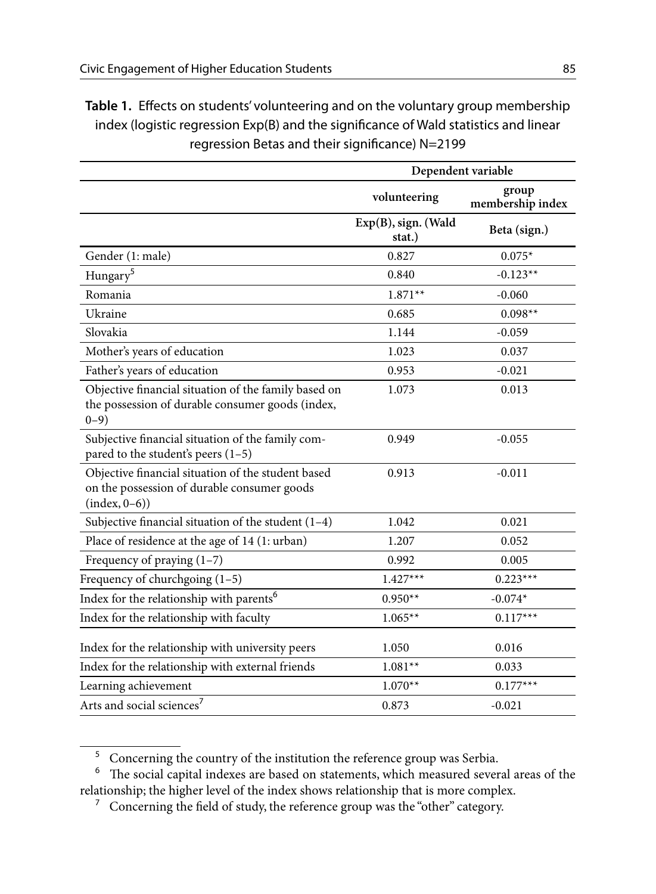**Table 1.** Effects on students' volunteering and on the voluntary group membership index (logistic regression Exp(B) and the significance of Wald statistics and linear regression Betas and their significance) N=2199

| | Dependent variable | |
|---|---|---|
| | volunteering | group membership index |
| | Exp(B), sign. (Wald stat.) | Beta (sign.) |
| Gender (1: male) | 0.827 | 0.075* |
| Hungary[5] | 0.840 | -0.123** |
| Romania | 1.871** | -0.060 |
| Ukraine | 0.685 | 0.098** |
| Slovakia | 1.144 | -0.059 |
| Mother's years of education | 1.023 | 0.037 |
| Father's years of education | 0.953 | -0.021 |
| Objective financial situation of the family based on the possession of durable consumer goods (index, 0–9) | 1.073 | 0.013 |
| Subjective financial situation of the family compared to the student's peers (1–5) | 0.949 | -0.055 |
| Objective financial situation of the student based on the possession of durable consumer goods (index, 0–6)) | 0.913 | -0.011 |
| Subjective financial situation of the student (1–4) | 1.042 | 0.021 |
| Place of residence at the age of 14 (1: urban) | 1.207 | 0.052 |
| Frequency of praying (1–7) | 0.992 | 0.005 |
| Frequency of churchgoing (1–5) | 1.427*** | 0.223*** |
| Index for the relationship with parents[6] | 0.950** | -0.074* |
| Index for the relationship with faculty | 1.065** | 0.117*** |
| Index for the relationship with university peers | 1.050 | 0.016 |
| Index for the relationship with external friends | 1.081** | 0.033 |
| Learning achievement | 1.070** | 0.177*** |
| Arts and social sciences[7] | 0.873 | -0.021 |

[5] Concerning the country of the institution the reference group was Serbia.

[6] The social capital indexes are based on statements, which measured several areas of the relationship; the higher level of the index shows relationship that is more complex.

[7] Concerning the field of study, the reference group was the "other" category.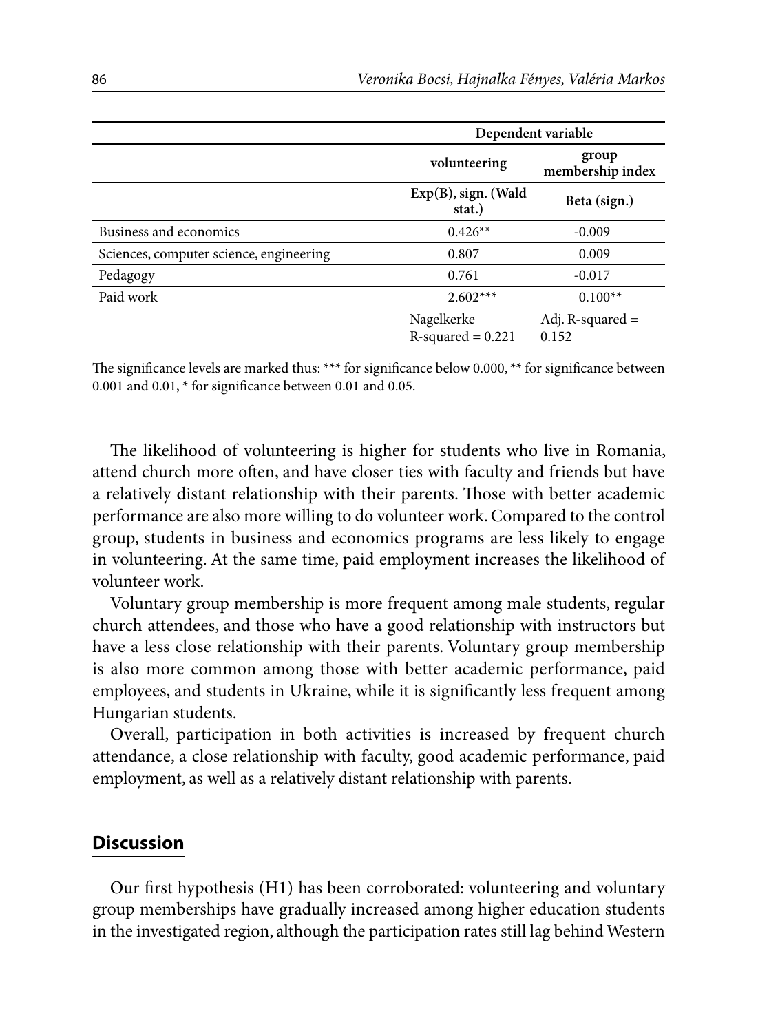| | Dependent variable | |
|---|---|---|
| | volunteering | group membership index |
| | Exp(B), sign. (Wald stat.) | Beta (sign.) |
| Business and economics | 0.426** | -0.009 |
| Sciences, computer science, engineering | 0.807 | 0.009 |
| Pedagogy | 0.761 | -0.017 |
| Paid work | 2.602*** | 0.100** |
| | Nagelkerke R-squared = 0.221 | Adj. R-squared = 0.152 |

The significance levels are marked thus: *** for significance below 0.000, ** for significance between 0.001 and 0.01, * for significance between 0.01 and 0.05.

The likelihood of volunteering is higher for students who live in Romania, attend church more often, and have closer ties with faculty and friends but have a relatively distant relationship with their parents. Those with better academic performance are also more willing to do volunteer work. Compared to the control group, students in business and economics programs are less likely to engage in volunteering. At the same time, paid employment increases the likelihood of volunteer work.

Voluntary group membership is more frequent among male students, regular church attendees, and those who have a good relationship with instructors but have a less close relationship with their parents. Voluntary group membership is also more common among those with better academic performance, paid employees, and students in Ukraine, while it is significantly less frequent among Hungarian students.

Overall, participation in both activities is increased by frequent church attendance, a close relationship with faculty, good academic performance, paid employment, as well as a relatively distant relationship with parents.

## Discussion

Our first hypothesis (H1) has been corroborated: volunteering and voluntary group memberships have gradually increased among higher education students in the investigated region, although the participation rates still lag behind Western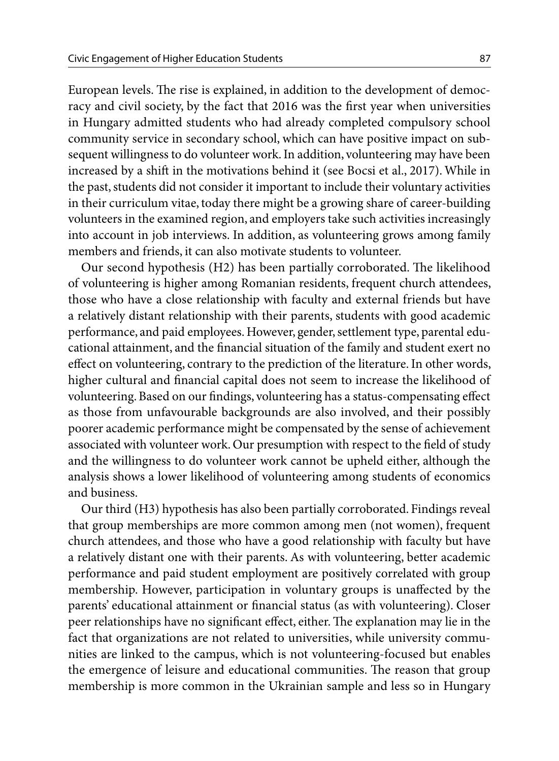European levels. The rise is explained, in addition to the development of democracy and civil society, by the fact that 2016 was the first year when universities in Hungary admitted students who had already completed compulsory school community service in secondary school, which can have positive impact on subsequent willingness to do volunteer work. In addition, volunteering may have been increased by a shift in the motivations behind it (see Bocsi et al., 2017). While in the past, students did not consider it important to include their voluntary activities in their curriculum vitae, today there might be a growing share of career-building volunteers in the examined region, and employers take such activities increasingly into account in job interviews. In addition, as volunteering grows among family members and friends, it can also motivate students to volunteer.

Our second hypothesis (H2) has been partially corroborated. The likelihood of volunteering is higher among Romanian residents, frequent church attendees, those who have a close relationship with faculty and external friends but have a relatively distant relationship with their parents, students with good academic performance, and paid employees. However, gender, settlement type, parental educational attainment, and the financial situation of the family and student exert no effect on volunteering, contrary to the prediction of the literature. In other words, higher cultural and financial capital does not seem to increase the likelihood of volunteering. Based on our findings, volunteering has a status-compensating effect as those from unfavourable backgrounds are also involved, and their possibly poorer academic performance might be compensated by the sense of achievement associated with volunteer work. Our presumption with respect to the field of study and the willingness to do volunteer work cannot be upheld either, although the analysis shows a lower likelihood of volunteering among students of economics and business.

Our third (H3) hypothesis has also been partially corroborated. Findings reveal that group memberships are more common among men (not women), frequent church attendees, and those who have a good relationship with faculty but have a relatively distant one with their parents. As with volunteering, better academic performance and paid student employment are positively correlated with group membership. However, participation in voluntary groups is unaffected by the parents' educational attainment or financial status (as with volunteering). Closer peer relationships have no significant effect, either. The explanation may lie in the fact that organizations are not related to universities, while university communities are linked to the campus, which is not volunteering-focused but enables the emergence of leisure and educational communities. The reason that group membership is more common in the Ukrainian sample and less so in Hungary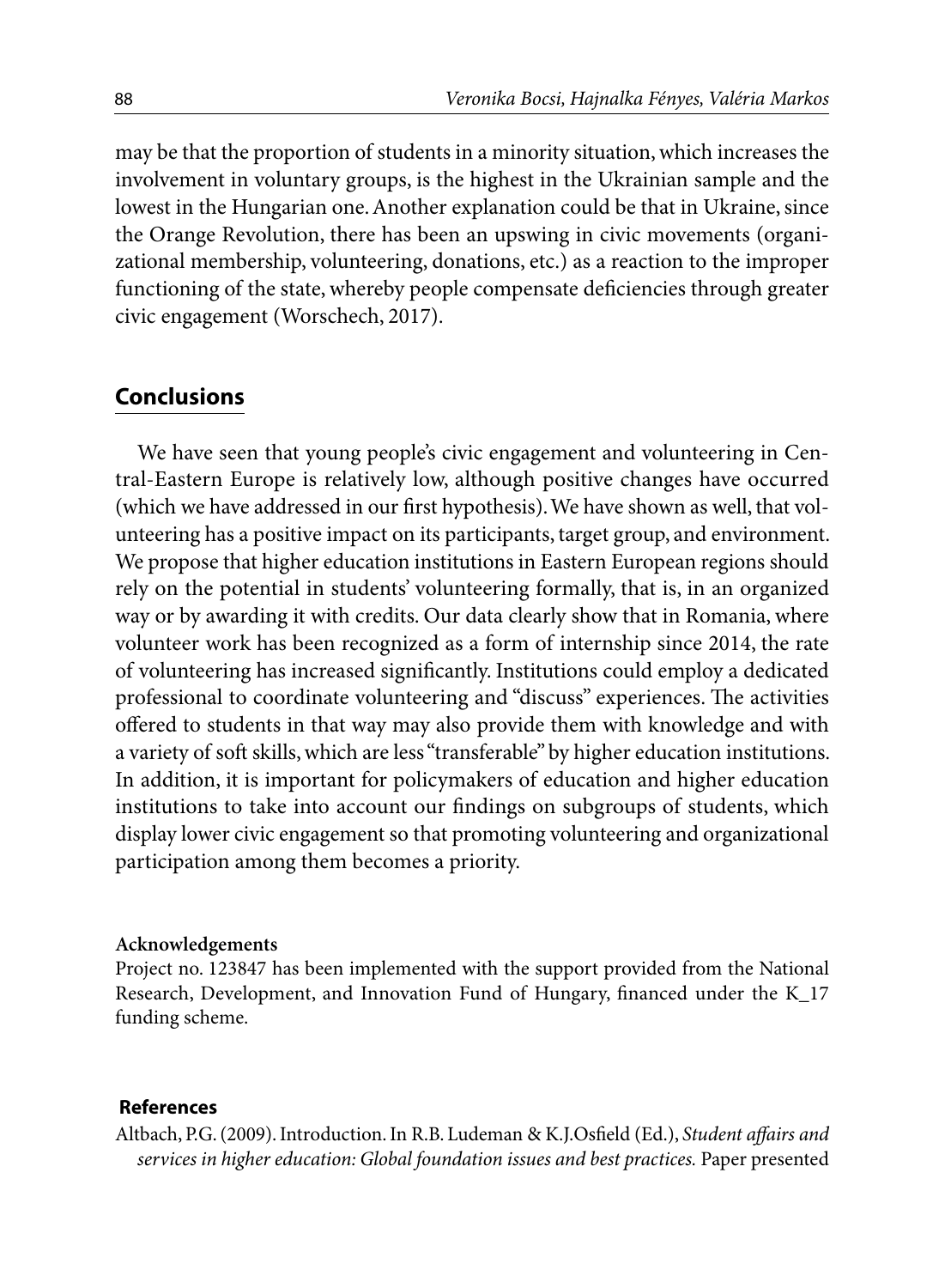may be that the proportion of students in a minority situation, which increases the involvement in voluntary groups, is the highest in the Ukrainian sample and the lowest in the Hungarian one. Another explanation could be that in Ukraine, since the Orange Revolution, there has been an upswing in civic movements (organizational membership, volunteering, donations, etc.) as a reaction to the improper functioning of the state, whereby people compensate deficiencies through greater civic engagement (Worschech, 2017).

## Conclusions

We have seen that young people's civic engagement and volunteering in Central-Eastern Europe is relatively low, although positive changes have occurred (which we have addressed in our first hypothesis). We have shown as well, that volunteering has a positive impact on its participants, target group, and environment. We propose that higher education institutions in Eastern European regions should rely on the potential in students' volunteering formally, that is, in an organized way or by awarding it with credits. Our data clearly show that in Romania, where volunteer work has been recognized as a form of internship since 2014, the rate of volunteering has increased significantly. Institutions could employ a dedicated professional to coordinate volunteering and "discuss" experiences. The activities offered to students in that way may also provide them with knowledge and with a variety of soft skills, which are less "transferable" by higher education institutions. In addition, it is important for policymakers of education and higher education institutions to take into account our findings on subgroups of students, which display lower civic engagement so that promoting volunteering and organizational participation among them becomes a priority.

**Acknowledgements**

Project no. 123847 has been implemented with the support provided from the National Research, Development, and Innovation Fund of Hungary, financed under the K_17 funding scheme.

## References

Altbach, P.G. (2009). Introduction. In R.B. Ludeman & K.J.Osfield (Ed.), *Student affairs and services in higher education: Global foundation issues and best practices.* Paper presented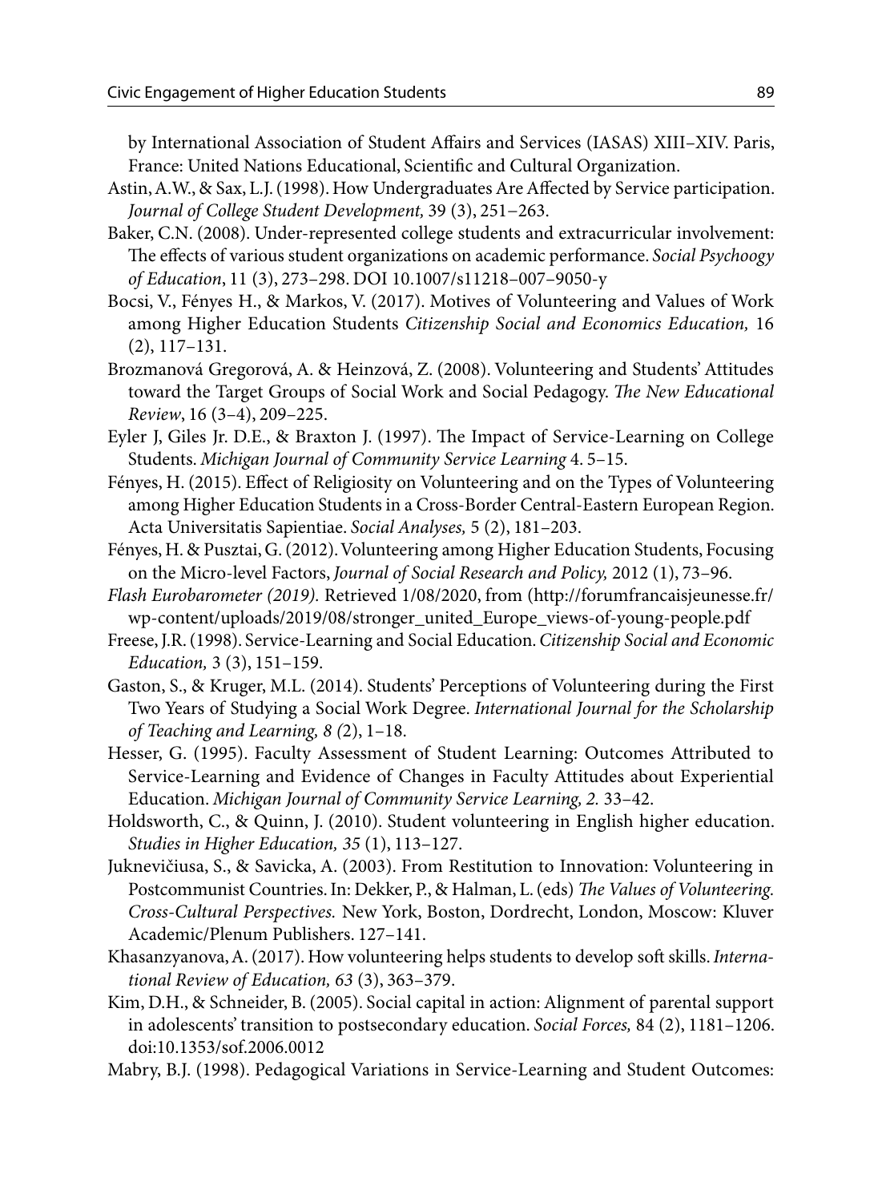by International Association of Student Affairs and Services (IASAS) XIII–XIV. Paris, France: United Nations Educational, Scientific and Cultural Organization.

Astin, A.W., & Sax, L.J. (1998). How Undergraduates Are Affected by Service participation. *Journal of College Student Development,* 39 (3), 251–263.

Baker, C.N. (2008). Under-represented college students and extracurricular involvement: The effects of various student organizations on academic performance. *Social Psychoogy of Education*, 11 (3), 273–298. DOI 10.1007/s11218–007–9050-y

Bocsi, V., Fényes H., & Markos, V. (2017). Motives of Volunteering and Values of Work among Higher Education Students *Citizenship Social and Economics Education,* 16 (2), 117–131.

Brozmanová Gregorová, A. & Heinzová, Z. (2008). Volunteering and Students' Attitudes toward the Target Groups of Social Work and Social Pedagogy. *The New Educational Review*, 16 (3–4), 209–225.

Eyler J, Giles Jr. D.E., & Braxton J. (1997). The Impact of Service-Learning on College Students. *Michigan Journal of Community Service Learning* 4. 5–15.

Fényes, H. (2015). Effect of Religiosity on Volunteering and on the Types of Volunteering among Higher Education Students in a Cross-Border Central-Eastern European Region. Acta Universitatis Sapientiae. *Social Analyses,* 5 (2), 181–203.

Fényes, H. & Pusztai, G. (2012). Volunteering among Higher Education Students, Focusing on the Micro-level Factors, *Journal of Social Research and Policy,* 2012 (1), 73–96.

*Flash Eurobarometer (2019).* Retrieved 1/08/2020, from (http://forumfrancaisjeunesse.fr/wp-content/uploads/2019/08/stronger_united_Europe_views-of-young-people.pdf

Freese, J.R. (1998). Service-Learning and Social Education. *Citizenship Social and Economic Education,* 3 (3), 151–159.

Gaston, S., & Kruger, M.L. (2014). Students' Perceptions of Volunteering during the First Two Years of Studying a Social Work Degree. *International Journal for the Scholarship of Teaching and Learning, 8 (*2), 1–18.

Hesser, G. (1995). Faculty Assessment of Student Learning: Outcomes Attributed to Service-Learning and Evidence of Changes in Faculty Attitudes about Experiential Education. *Michigan Journal of Community Service Learning, 2.* 33–42.

Holdsworth, C., & Quinn, J. (2010). Student volunteering in English higher education. *Studies in Higher Education, 35* (1), 113–127.

Juknevičiusa, S., & Savicka, A. (2003). From Restitution to Innovation: Volunteering in Postcommunist Countries. In: Dekker, P., & Halman, L. (eds) *The Values of Volunteering. Cross-Cultural Perspectives.* New York, Boston, Dordrecht, London, Moscow: Kluver Academic/Plenum Publishers. 127–141.

Khasanzyanova, A. (2017). How volunteering helps students to develop soft skills. *International Review of Education, 63* (3), 363–379.

Kim, D.H., & Schneider, B. (2005). Social capital in action: Alignment of parental support in adolescents' transition to postsecondary education. *Social Forces,* 84 (2), 1181–1206. doi:10.1353/sof.2006.0012

Mabry, B.J. (1998). Pedagogical Variations in Service-Learning and Student Outcomes: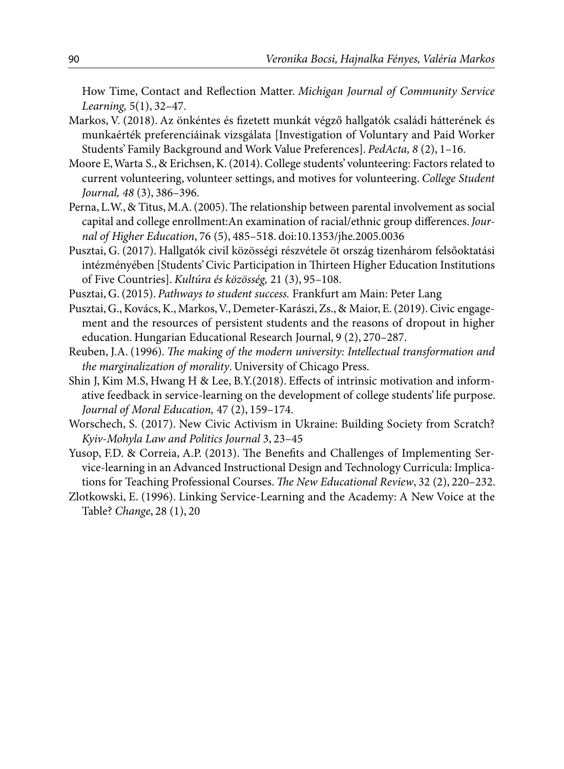How Time, Contact and Reflection Matter. *Michigan Journal of Community Service Learning,* 5(1), 32–47.

Markos, V. (2018). Az önkéntes és fizetett munkát végző hallgatók családi hátterének és munkaérték preferenciáinak vizsgálata [Investigation of Voluntary and Paid Worker Students' Family Background and Work Value Preferences]. *PedActa, 8* (2), 1–16.

Moore E, Warta S., & Erichsen, K. (2014). College students' volunteering: Factors related to current volunteering, volunteer settings, and motives for volunteering. *College Student Journal, 48* (3), 386–396.

Perna, L.W., & Titus, M.A. (2005). The relationship between parental involvement as social capital and college enrollment:An examination of racial/ethnic group differences. *Journal of Higher Education*, 76 (5), 485–518. doi:10.1353/jhe.2005.0036

Pusztai, G. (2017). Hallgatók civil közösségi részvétele öt ország tizenhárom felsőoktatási intézményében [Students' Civic Participation in Thirteen Higher Education Institutions of Five Countries]. *Kultúra és közösség,* 21 (3), 95–108.

Pusztai, G. (2015). *Pathways to student success.* Frankfurt am Main: Peter Lang

Pusztai, G., Kovács, K., Markos, V., Demeter-Karászi, Zs., & Maior, E. (2019). Civic engagement and the resources of persistent students and the reasons of dropout in higher education. Hungarian Educational Research Journal, 9 (2), 270–287.

Reuben, J.A. (1996). *The making of the modern university: Intellectual transformation and the marginalization of morality*. University of Chicago Press.

Shin J, Kim M.S, Hwang H & Lee, B.Y.(2018). Effects of intrinsic motivation and informative feedback in service-learning on the development of college students' life purpose. *Journal of Moral Education,* 47 (2), 159–174.

Worschech, S. (2017). New Civic Activism in Ukraine: Building Society from Scratch? *Kyiv-Mohyla Law and Politics Journal* 3, 23–45

Yusop, F.D. & Correia, A.P. (2013). The Benefits and Challenges of Implementing Service-learning in an Advanced Instructional Design and Technology Curricula: Implications for Teaching Professional Courses. *The New Educational Review*, 32 (2), 220–232.

Zlotkowski, E. (1996). Linking Service-Learning and the Academy: A New Voice at the Table? *Change*, 28 (1), 20